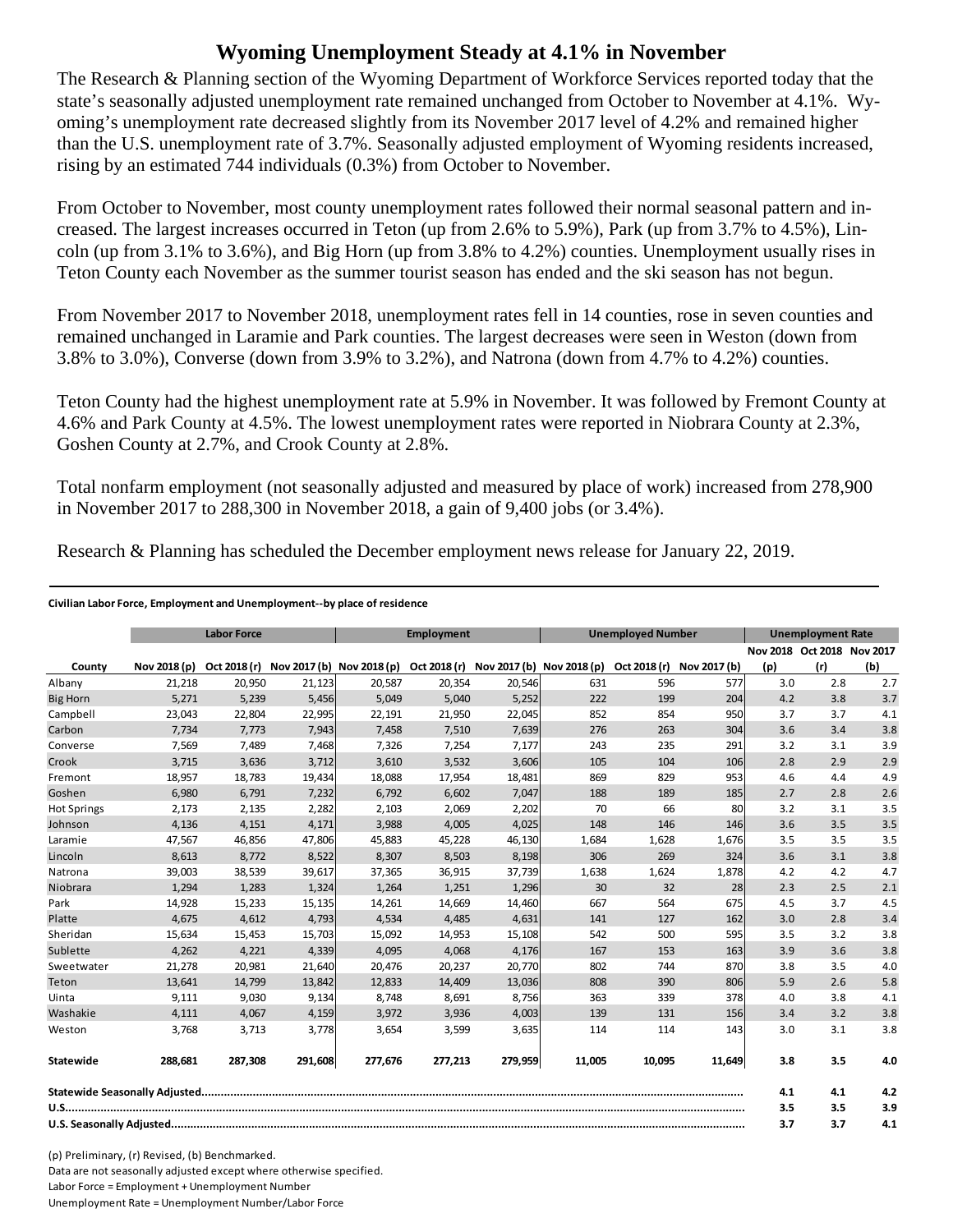# Wyoming Unemployment Steady at 4.1% in November

The Research & Planning section of the Wyoming Department of Workforce Services reported today that the state's seasonally adjusted unemployment rate remained unchanged from October to November at 4.1%. Wyoming's unemployment rate decreased slightly from its November 2017 level of 4.2% and remained higher than the U.S. unemployment rate of 3.7%. Seasonally adjusted employment of Wyoming residents increased, rising by an estimated 744 individuals (0.3%) from October to November.

From October to November, most county unemployment rates followed their normal seasonal pattern and increased. The largest increases occurred in Teton (up from 2.6% to 5.9%), Park (up from 3.7% to 4.5%), Lincoln (up from 3.1% to 3.6%), and Big Horn (up from 3.8% to 4.2%) counties. Unemployment usually rises in Teton County each November as the summer tourist season has ended and the ski season has not begun.

From November 2017 to November 2018, unemployment rates fell in 14 counties, rose in seven counties and remained unchanged in Laramie and Park counties. The largest decreases were seen in Weston (down from 3.8% to 3.0%), Converse (down from 3.9% to 3.2%), and Natrona (down from 4.7% to 4.2%) counties.

Teton County had the highest unemployment rate at 5.9% in November. It was followed by Fremont County at 4.6% and Park County at 4.5%. The lowest unemployment rates were reported in Niobrara County at 2.3%, Goshen County at 2.7%, and Crook County at 2.8%.

Total nonfarm employment (not seasonally adjusted and measured by place of work) increased from 278,900 in November 2017 to 288,300 in November 2018, a gain of 9,400 jobs (or 3.4%).

Research & Planning has scheduled the December employment news release for January 22, 2019.

**Civilian Labor Force, Employment and Unemployment--by place of residence**

| | Labor Force | | | Employment | | | Unemployed Number | | | Unemployment Rate | | |
|---|---|---|---|---|---|---|---|---|---|---|---|---|
| County | Nov 2018 (p) | Oct 2018 (r) | Nov 2017 (b) | Nov 2018 (p) | Oct 2018 (r) | Nov 2017 (b) | Nov 2018 (p) | Oct 2018 (r) | Nov 2017 (b) | Nov 2018 (p) | Oct 2018 (r) | Nov 2017 (b) |
| Albany | 21,218 | 20,950 | 21,123 | 20,587 | 20,354 | 20,546 | 631 | 596 | 577 | 3.0 | 2.8 | 2.7 |
| Big Horn | 5,271 | 5,239 | 5,456 | 5,049 | 5,040 | 5,252 | 222 | 199 | 204 | 4.2 | 3.8 | 3.7 |
| Campbell | 23,043 | 22,804 | 22,995 | 22,191 | 21,950 | 22,045 | 852 | 854 | 950 | 3.7 | 3.7 | 4.1 |
| Carbon | 7,734 | 7,773 | 7,943 | 7,458 | 7,510 | 7,639 | 276 | 263 | 304 | 3.6 | 3.4 | 3.8 |
| Converse | 7,569 | 7,489 | 7,468 | 7,326 | 7,254 | 7,177 | 243 | 235 | 291 | 3.2 | 3.1 | 3.9 |
| Crook | 3,715 | 3,636 | 3,712 | 3,610 | 3,532 | 3,606 | 105 | 104 | 106 | 2.8 | 2.9 | 2.9 |
| Fremont | 18,957 | 18,783 | 19,434 | 18,088 | 17,954 | 18,481 | 869 | 829 | 953 | 4.6 | 4.4 | 4.9 |
| Goshen | 6,980 | 6,791 | 7,232 | 6,792 | 6,602 | 7,047 | 188 | 189 | 185 | 2.7 | 2.8 | 2.6 |
| Hot Springs | 2,173 | 2,135 | 2,282 | 2,103 | 2,069 | 2,202 | 70 | 66 | 80 | 3.2 | 3.1 | 3.5 |
| Johnson | 4,136 | 4,151 | 4,171 | 3,988 | 4,005 | 4,025 | 148 | 146 | 146 | 3.6 | 3.5 | 3.5 |
| Laramie | 47,567 | 46,856 | 47,806 | 45,883 | 45,228 | 46,130 | 1,684 | 1,628 | 1,676 | 3.5 | 3.5 | 3.5 |
| Lincoln | 8,613 | 8,772 | 8,522 | 8,307 | 8,503 | 8,198 | 306 | 269 | 324 | 3.6 | 3.1 | 3.8 |
| Natrona | 39,003 | 38,539 | 39,617 | 37,365 | 36,915 | 37,739 | 1,638 | 1,624 | 1,878 | 4.2 | 4.2 | 4.7 |
| Niobrara | 1,294 | 1,283 | 1,324 | 1,264 | 1,251 | 1,296 | 30 | 32 | 28 | 2.3 | 2.5 | 2.1 |
| Park | 14,928 | 15,233 | 15,135 | 14,261 | 14,669 | 14,460 | 667 | 564 | 675 | 4.5 | 3.7 | 4.5 |
| Platte | 4,675 | 4,612 | 4,793 | 4,534 | 4,485 | 4,631 | 141 | 127 | 162 | 3.0 | 2.8 | 3.4 |
| Sheridan | 15,634 | 15,453 | 15,703 | 15,092 | 14,953 | 15,108 | 542 | 500 | 595 | 3.5 | 3.2 | 3.8 |
| Sublette | 4,262 | 4,221 | 4,339 | 4,095 | 4,068 | 4,176 | 167 | 153 | 163 | 3.9 | 3.6 | 3.8 |
| Sweetwater | 21,278 | 20,981 | 21,640 | 20,476 | 20,237 | 20,770 | 802 | 744 | 870 | 3.8 | 3.5 | 4.0 |
| Teton | 13,641 | 14,799 | 13,842 | 12,833 | 14,409 | 13,036 | 808 | 390 | 806 | 5.9 | 2.6 | 5.8 |
| Uinta | 9,111 | 9,030 | 9,134 | 8,748 | 8,691 | 8,756 | 363 | 339 | 378 | 4.0 | 3.8 | 4.1 |
| Washakie | 4,111 | 4,067 | 4,159 | 3,972 | 3,936 | 4,003 | 139 | 131 | 156 | 3.4 | 3.2 | 3.8 |
| Weston | 3,768 | 3,713 | 3,778 | 3,654 | 3,599 | 3,635 | 114 | 114 | 143 | 3.0 | 3.1 | 3.8 |
| **Statewide** | **288,681** | **287,308** | **291,608** | **277,676** | **277,213** | **279,959** | **11,005** | **10,095** | **11,649** | **3.8** | **3.5** | **4.0** |
| **Statewide Seasonally Adjusted** | | | | | | | | | | **4.1** | **4.1** | **4.2** |
| **U.S.** | | | | | | | | | | **3.5** | **3.5** | **3.9** |
| **U.S. Seasonally Adjusted** | | | | | | | | | | **3.7** | **3.7** | **4.1** |

(p) Preliminary, (r) Revised, (b) Benchmarked.

Data are not seasonally adjusted except where otherwise specified.

Labor Force = Employment + Unemployment Number

Unemployment Rate = Unemployment Number/Labor Force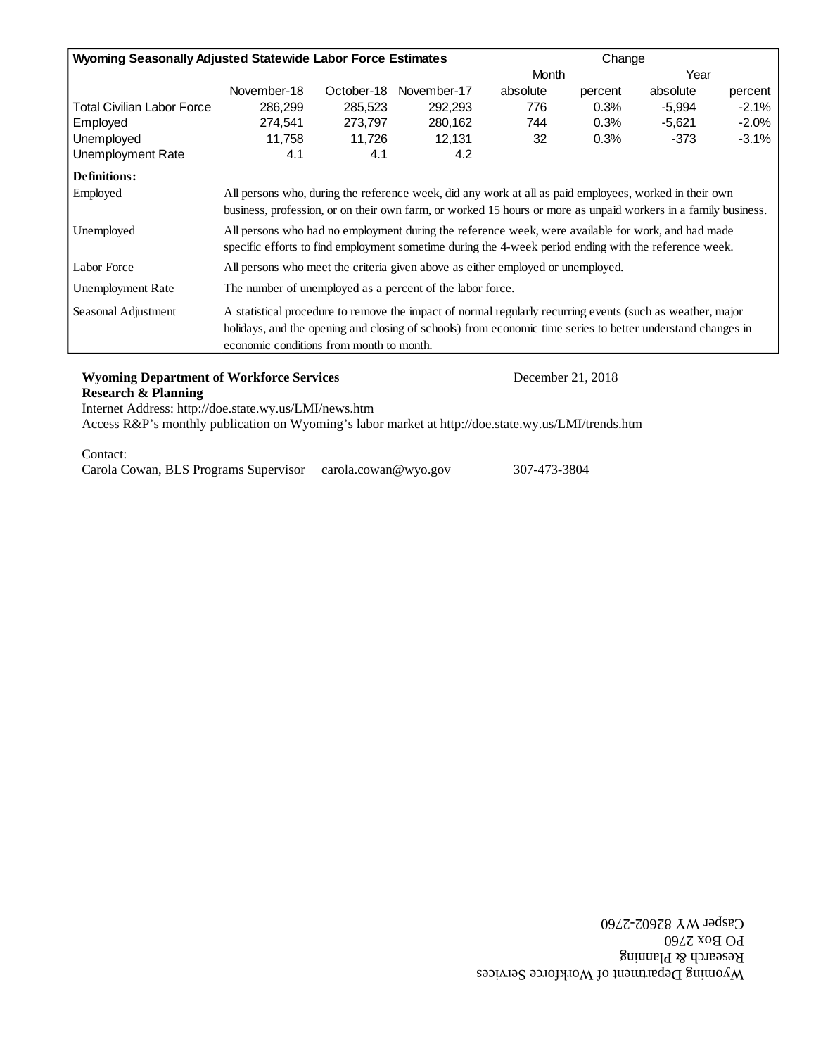| Wyoming Seasonally Adjusted Statewide Labor Force Estimates | | | | Change | | | |
|---|---|---|---|---|---|---|---|
| | | | | Month | | Year | |
| | November-18 | October-18 | November-17 | absolute | percent | absolute | percent |
| Total Civilian Labor Force | 286,299 | 285,523 | 292,293 | 776 | 0.3% | -5,994 | -2.1% |
| Employed | 274,541 | 273,797 | 280,162 | 744 | 0.3% | -5,621 | -2.0% |
| Unemployed | 11,758 | 11,726 | 12,131 | 32 | 0.3% | -373 | -3.1% |
| Unemployment Rate | 4.1 | 4.1 | 4.2 | | | | |

**Definitions:**

| | |
|---|---|
| Employed | All persons who, during the reference week, did any work at all as paid employees, worked in their own business, profession, or on their own farm, or worked 15 hours or more as unpaid workers in a family business. |
| Unemployed | All persons who had no employment during the reference week, were available for work, and had made specific efforts to find employment sometime during the 4-week period ending with the reference week. |
| Labor Force | All persons who meet the criteria given above as either employed or unemployed. |
| Unemployment Rate | The number of unemployed as a percent of the labor force. |
| Seasonal Adjustment | A statistical procedure to remove the impact of normal regularly recurring events (such as weather, major holidays, and the opening and closing of schools) from economic time series to better understand changes in economic conditions from month to month. |

**Wyoming Department of Workforce Services** December 21, 2018
**Research & Planning**
Internet Address: http://doe.state.wy.us/LMI/news.htm
Access R&P's monthly publication on Wyoming's labor market at http://doe.state.wy.us/LMI/trends.htm

Contact:
Carola Cowan, BLS Programs Supervisor carola.cowan@wyo.gov 307-473-3804

Wyoming Department of Workforce Services
Research & Planning
PO Box 2760
Casper WY 82602-2760